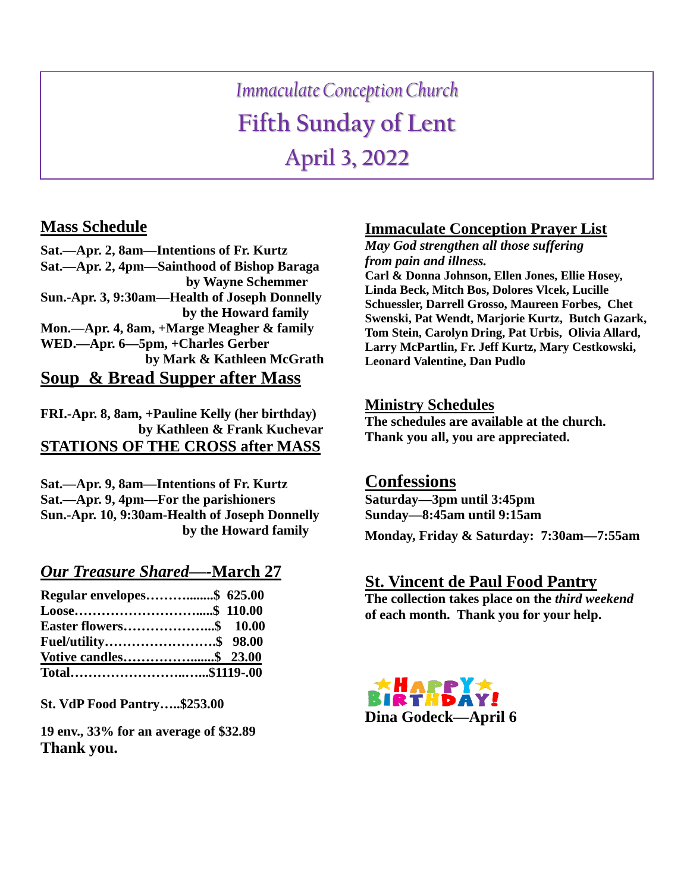# *Immaculate Conception Church*

# Fifth Sunday of Lent

# April 3, 2022

## Mass Schedule

**Sat.—Apr. 2, 8am—Intentions of Fr. Kurtz**
**Sat.—Apr. 2, 4pm—Sainthood of Bishop Baraga by Wayne Schemmer**
**Sun.-Apr. 3, 9:30am—Health of Joseph Donnelly by the Howard family**
**Mon.—Apr. 4, 8am, +Marge Meagher & family**
**WED.—Apr. 6—5pm, +Charles Gerber by Mark & Kathleen McGrath**

## Soup & Bread Supper after Mass

**FRI.-Apr. 8, 8am, +Pauline Kelly (her birthday) by Kathleen & Frank Kuchevar**

**STATIONS OF THE CROSS after MASS**

**Sat.—Apr. 9, 8am—Intentions of Fr. Kurtz**
**Sat.—Apr. 9, 4pm—For the parishioners**
**Sun.-Apr. 10, 9:30am-Health of Joseph Donnelly by the Howard family**

## *Our Treasure Shared*—-March 27

| | |
|---|---|
| **Regular envelopes** | **$ 625.00** |
| **Loose** | **$ 110.00** |
| **Easter flowers** | **$ 10.00** |
| **Fuel/utility** | **$ 98.00** |
| **Votive candles** | **$ 23.00** |
| **Total** | **$1119-.00** |

**St. VdP Food Pantry…..$253.00**

**19 env., 33% for an average of $32.89**
**Thank you.**

## Immaculate Conception Prayer List

***May God strengthen all those suffering from pain and illness.***

**Carl & Donna Johnson, Ellen Jones, Ellie Hosey, Linda Beck, Mitch Bos, Dolores Vlcek, Lucille Schuessler, Darrell Grosso, Maureen Forbes, Chet Swenski, Pat Wendt, Marjorie Kurtz, Butch Gazark, Tom Stein, Carolyn Dring, Pat Urbis, Olivia Allard, Larry McPartlin, Fr. Jeff Kurtz, Mary Cestkowski, Leonard Valentine, Dan Pudlo**

## Ministry Schedules

**The schedules are available at the church. Thank you all, you are appreciated.**

## Confessions

**Saturday—3pm until 3:45pm**
**Sunday—8:45am until 9:15am**
**Monday, Friday & Saturday: 7:30am—7:55am**

## St. Vincent de Paul Food Pantry

**The collection takes place on the *third weekend* of each month. Thank you for your help.**

**HAPPY BIRTHDAY!**

**Dina Godeck—April 6**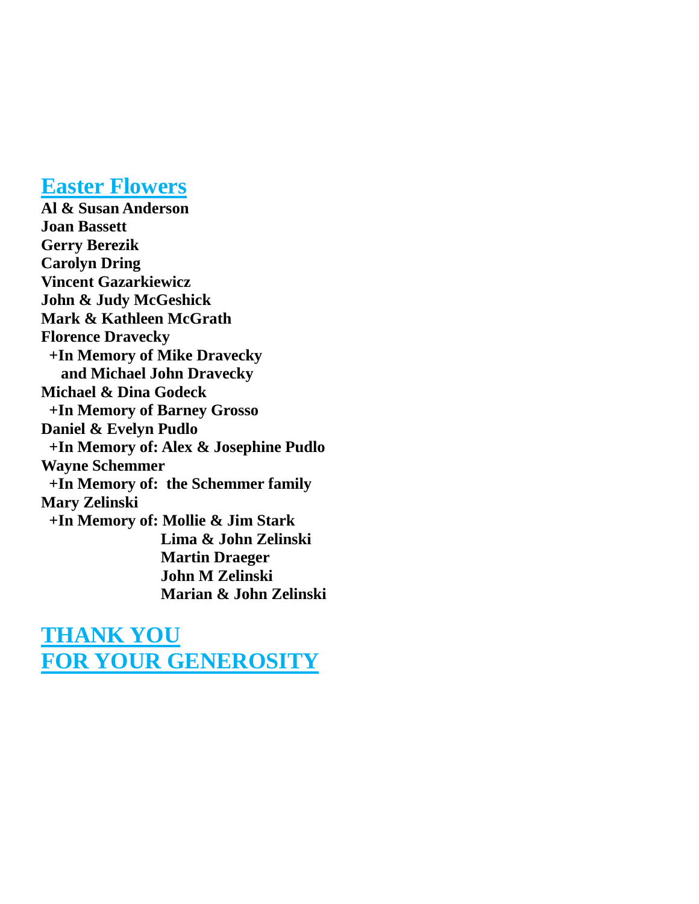## Easter Flowers

**Al & Susan Anderson**
**Joan Bassett**
**Gerry Berezik**
**Carolyn Dring**
**Vincent Gazarkiewicz**
**John & Judy McGeshick**
**Mark & Kathleen McGrath**
**Florence Dravecky**
**+In Memory of Mike Dravecky and Michael John Dravecky**
**Michael & Dina Godeck**
**+In Memory of Barney Grosso**
**Daniel & Evelyn Pudlo**
**+In Memory of: Alex & Josephine Pudlo**
**Wayne Schemmer**
**+In Memory of: the Schemmer family**
**Mary Zelinski**
**+In Memory of: Mollie & Jim Stark**
**Lima & John Zelinski**
**Martin Draeger**
**John M Zelinski**
**Marian & John Zelinski**

## THANK YOU FOR YOUR GENEROSITY